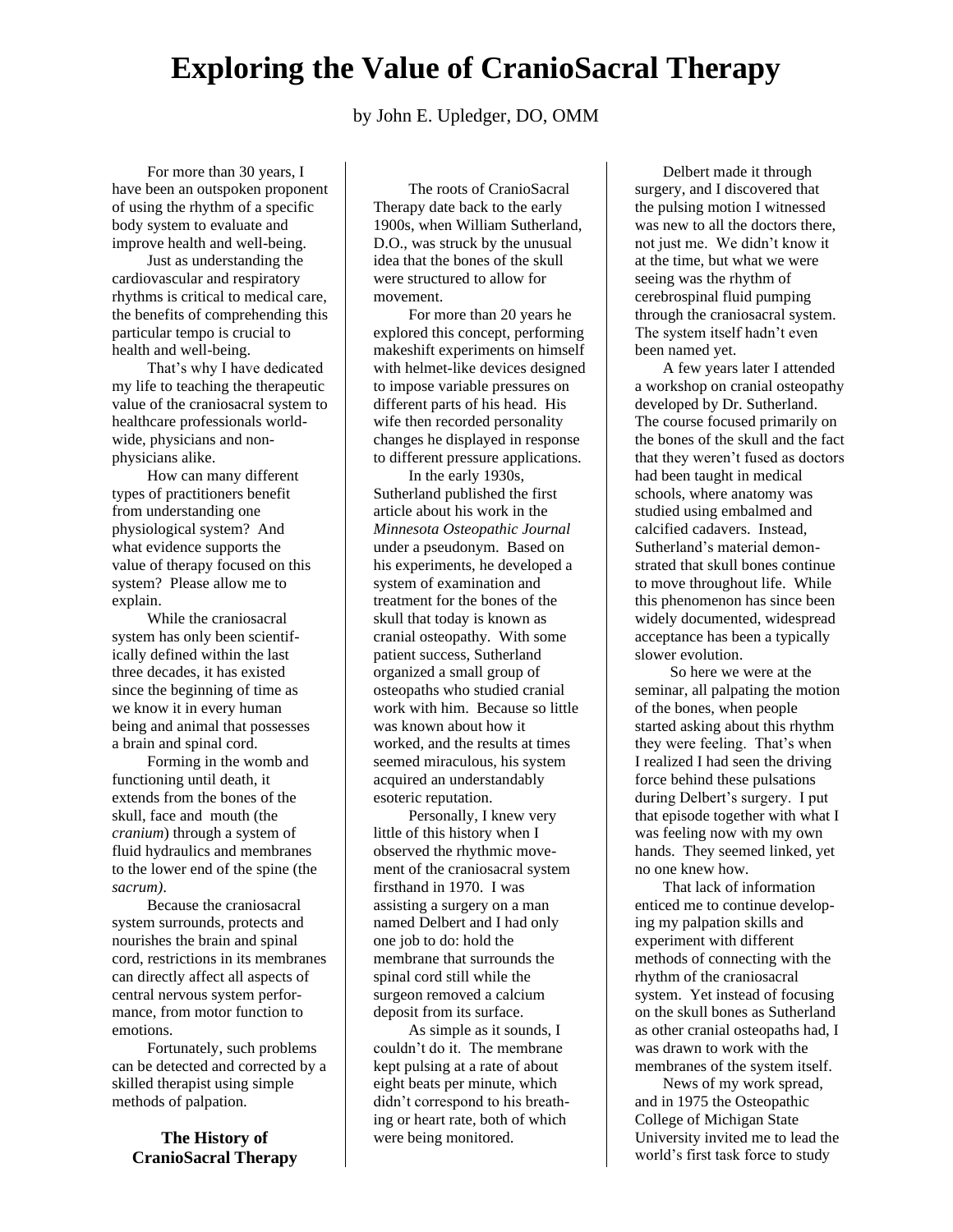# Exploring the Value of CranioSacral Therapy

by John E. Upledger, DO, OMM

For more than 30 years, I have been an outspoken proponent of using the rhythm of a specific body system to evaluate and improve health and well-being.

Just as understanding the cardiovascular and respiratory rhythms is critical to medical care, the benefits of comprehending this particular tempo is crucial to health and well-being.

That's why I have dedicated my life to teaching the therapeutic value of the craniosacral system to healthcare professionals worldwide, physicians and non-physicians alike.

How can many different types of practitioners benefit from understanding one physiological system? And what evidence supports the value of therapy focused on this system? Please allow me to explain.

While the craniosacral system has only been scientifically defined within the last three decades, it has existed since the beginning of time as we know it in every human being and animal that possesses a brain and spinal cord.

Forming in the womb and functioning until death, it extends from the bones of the skull, face and mouth (the *cranium*) through a system of fluid hydraulics and membranes to the lower end of the spine (the *sacrum)*.

Because the craniosacral system surrounds, protects and nourishes the brain and spinal cord, restrictions in its membranes can directly affect all aspects of central nervous system performance, from motor function to emotions.

Fortunately, such problems can be detected and corrected by a skilled therapist using simple methods of palpation.

## The History of CranioSacral Therapy

The roots of CranioSacral Therapy date back to the early 1900s, when William Sutherland, D.O., was struck by the unusual idea that the bones of the skull were structured to allow for movement.

For more than 20 years he explored this concept, performing makeshift experiments on himself with helmet-like devices designed to impose variable pressures on different parts of his head. His wife then recorded personality changes he displayed in response to different pressure applications.

In the early 1930s, Sutherland published the first article about his work in the *Minnesota Osteopathic Journal* under a pseudonym. Based on his experiments, he developed a system of examination and treatment for the bones of the skull that today is known as cranial osteopathy. With some patient success, Sutherland organized a small group of osteopaths who studied cranial work with him. Because so little was known about how it worked, and the results at times seemed miraculous, his system acquired an understandably esoteric reputation.

Personally, I knew very little of this history when I observed the rhythmic movement of the craniosacral system firsthand in 1970. I was assisting a surgery on a man named Delbert and I had only one job to do: hold the membrane that surrounds the spinal cord still while the surgeon removed a calcium deposit from its surface.

As simple as it sounds, I couldn't do it. The membrane kept pulsing at a rate of about eight beats per minute, which didn't correspond to his breathing or heart rate, both of which were being monitored.

Delbert made it through surgery, and I discovered that the pulsing motion I witnessed was new to all the doctors there, not just me. We didn't know it at the time, but what we were seeing was the rhythm of cerebrospinal fluid pumping through the craniosacral system. The system itself hadn't even been named yet.

A few years later I attended a workshop on cranial osteopathy developed by Dr. Sutherland. The course focused primarily on the bones of the skull and the fact that they weren't fused as doctors had been taught in medical schools, where anatomy was studied using embalmed and calcified cadavers. Instead, Sutherland's material demonstrated that skull bones continue to move throughout life. While this phenomenon has since been widely documented, widespread acceptance has been a typically slower evolution.

So here we were at the seminar, all palpating the motion of the bones, when people started asking about this rhythm they were feeling. That's when I realized I had seen the driving force behind these pulsations during Delbert's surgery. I put that episode together with what I was feeling now with my own hands. They seemed linked, yet no one knew how.

That lack of information enticed me to continue developing my palpation skills and experiment with different methods of connecting with the rhythm of the craniosacral system. Yet instead of focusing on the skull bones as Sutherland as other cranial osteopaths had, I was drawn to work with the membranes of the system itself.

News of my work spread, and in 1975 the Osteopathic College of Michigan State University invited me to lead the world's first task force to study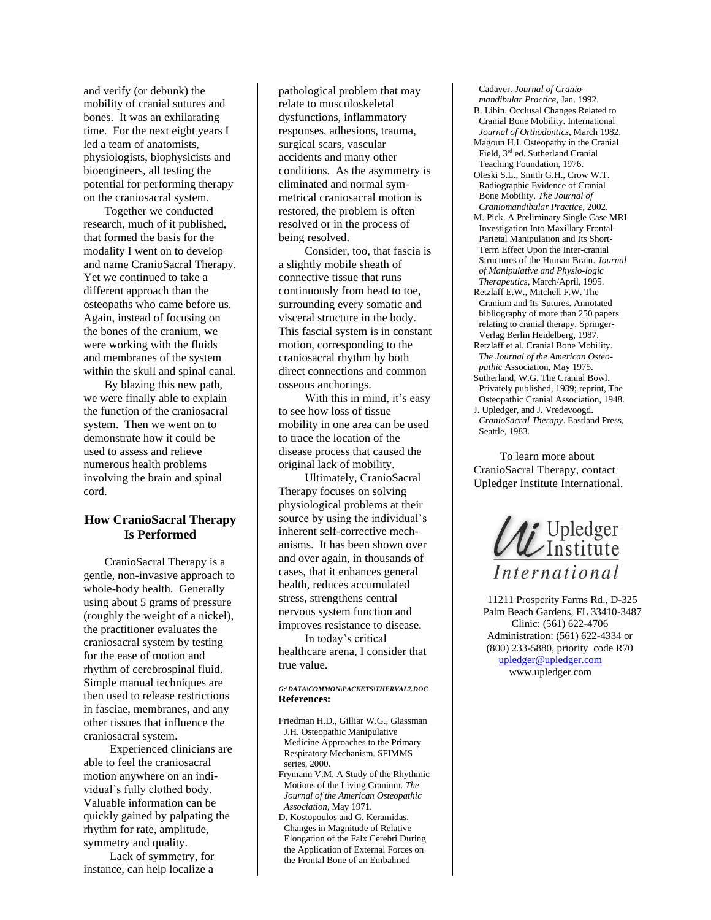and verify (or debunk) the mobility of cranial sutures and bones. It was an exhilarating time. For the next eight years I led a team of anatomists, physiologists, biophysicists and bioengineers, all testing the potential for performing therapy on the craniosacral system.

Together we conducted research, much of it published, that formed the basis for the modality I went on to develop and name CranioSacral Therapy. Yet we continued to take a different approach than the osteopaths who came before us. Again, instead of focusing on the bones of the cranium, we were working with the fluids and membranes of the system within the skull and spinal canal.

By blazing this new path, we were finally able to explain the function of the craniosacral system. Then we went on to demonstrate how it could be used to assess and relieve numerous health problems involving the brain and spinal cord.

## How CranioSacral Therapy Is Performed

CranioSacral Therapy is a gentle, non-invasive approach to whole-body health. Generally using about 5 grams of pressure (roughly the weight of a nickel), the practitioner evaluates the craniosacral system by testing for the ease of motion and rhythm of cerebrospinal fluid. Simple manual techniques are then used to release restrictions in fasciae, membranes, and any other tissues that influence the craniosacral system.

Experienced clinicians are able to feel the craniosacral motion anywhere on an individual's fully clothed body. Valuable information can be quickly gained by palpating the rhythm for rate, amplitude, symmetry and quality.

Lack of symmetry, for instance, can help localize a pathological problem that may relate to musculoskeletal dysfunctions, inflammatory responses, adhesions, trauma, surgical scars, vascular accidents and many other conditions. As the asymmetry is eliminated and normal symmetrical craniosacral motion is restored, the problem is often resolved or in the process of being resolved.

Consider, too, that fascia is a slightly mobile sheath of connective tissue that runs continuously from head to toe, surrounding every somatic and visceral structure in the body. This fascial system is in constant motion, corresponding to the craniosacral rhythm by both direct connections and common osseous anchorings.

With this in mind, it's easy to see how loss of tissue mobility in one area can be used to trace the location of the disease process that caused the original lack of mobility.

Ultimately, CranioSacral Therapy focuses on solving physiological problems at their source by using the individual's inherent self-corrective mechanisms. It has been shown over and over again, in thousands of cases, that it enhances general health, reduces accumulated stress, strengthens central nervous system function and improves resistance to disease.

In today's critical healthcare arena, I consider that true value.

*G:\DATA\COMMON\PACKETS\THERVAL7.DOC*

**References:**

Friedman H.D., Gilliar W.G., Glassman J.H. Osteopathic Manipulative Medicine Approaches to the Primary Respiratory Mechanism. SFIMMS series, 2000.

Frymann V.M. A Study of the Rhythmic Motions of the Living Cranium. *The Journal of the American Osteopathic Association*, May 1971.

D. Kostopoulos and G. Keramidas. Changes in Magnitude of Relative Elongation of the Falx Cerebri During the Application of External Forces on the Frontal Bone of an Embalmed Cadaver. *Journal of Cranio-mandibular Practice*, Jan. 1992.

B. Libin. Occlusal Changes Related to Cranial Bone Mobility. International *Journal of Orthodontics*, March 1982.

Magoun H.I. Osteopathy in the Cranial Field, 3rd ed. Sutherland Cranial Teaching Foundation, 1976.

Oleski S.L., Smith G.H., Crow W.T. Radiographic Evidence of Cranial Bone Mobility. *The Journal of Craniomandibular Practice*, 2002.

M. Pick. A Preliminary Single Case MRI Investigation Into Maxillary Frontal-Parietal Manipulation and Its Short-Term Effect Upon the Inter-cranial Structures of the Human Brain. *Journal of Manipulative and Physio-logic Therapeutics*, March/April, 1995.

Retzlaff E.W., Mitchell F.W. The Cranium and Its Sutures. Annotated bibliography of more than 250 papers relating to cranial therapy. Springer-Verlag Berlin Heidelberg, 1987.

Retzlaff et al. Cranial Bone Mobility. *The Journal of the American Osteopathic* Association, May 1975.

Sutherland, W.G. The Cranial Bowl. Privately published, 1939; reprint, The Osteopathic Cranial Association, 1948.

J. Upledger, and J. Vredevoogd. *CranioSacral Therapy*. Eastland Press, Seattle, 1983.

To learn more about CranioSacral Therapy, contact Upledger Institute International.

Upledger Institute International

11211 Prosperity Farms Rd., D-325
Palm Beach Gardens, FL 33410-3487
Clinic: (561) 622-4706
Administration: (561) 622-4334 or (800) 233-5880, priority code R70
upledger@upledger.com
www.upledger.com